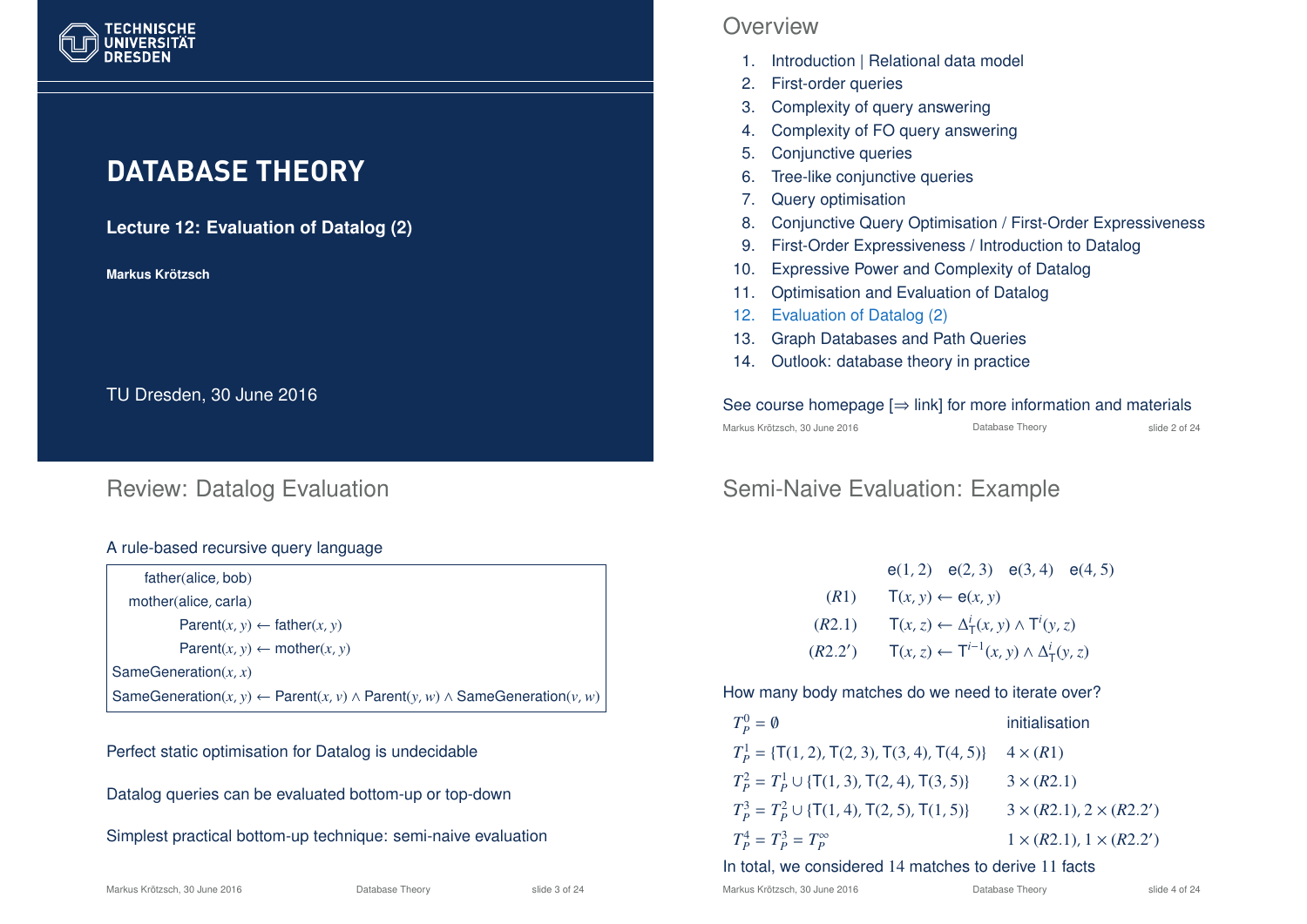# DATABASE THEORY

**Lecture 12: Evaluation of Datalog (2)**

**Markus Krötzsch**

TU Dresden, 30 June 2016

## Overview

1. Introduction | Relational data model
2. First-order queries
3. Complexity of query answering
4. Complexity of FO query answering
5. Conjunctive queries
6. Tree-like conjunctive queries
7. Query optimisation
8. Conjunctive Query Optimisation / First-Order Expressiveness
9. First-Order Expressiveness / Introduction to Datalog
10. Expressive Power and Complexity of Datalog
11. Optimisation and Evaluation of Datalog
12. Evaluation of Datalog (2)
13. Graph Databases and Path Queries
14. Outlook: database theory in practice

See course homepage [⇒ link] for more information and materials

## Review: Datalog Evaluation

A rule-based recursive query language

$$\mathsf{father}(\mathsf{alice}, \mathsf{bob})$$
$$\mathsf{mother}(\mathsf{alice}, \mathsf{carla})$$
$$\mathsf{Parent}(x, y) \leftarrow \mathsf{father}(x, y)$$
$$\mathsf{Parent}(x, y) \leftarrow \mathsf{mother}(x, y)$$
$$\mathsf{SameGeneration}(x, x)$$
$$\mathsf{SameGeneration}(x, y) \leftarrow \mathsf{Parent}(x, v) \wedge \mathsf{Parent}(y, w) \wedge \mathsf{SameGeneration}(v, w)$$

Perfect static optimisation for Datalog is undecidable

Datalog queries can be evaluated bottom-up or top-down

Simplest practical bottom-up technique: semi-naive evaluation

## Semi-Naive Evaluation: Example

$$\mathsf{e}(1, 2) \quad \mathsf{e}(2, 3) \quad \mathsf{e}(3, 4) \quad \mathsf{e}(4, 5)$$

$$(R1) \qquad \mathsf{T}(x, y) \leftarrow \mathsf{e}(x, y)$$

$$(R2.1) \qquad \mathsf{T}(x, z) \leftarrow \Delta^i_{\mathsf{T}}(x, y) \wedge \mathsf{T}^i(y, z)$$

$$(R2.2') \qquad \mathsf{T}(x, z) \leftarrow \mathsf{T}^{i-1}(x, y) \wedge \Delta^i_{\mathsf{T}}(y, z)$$

How many body matches do we need to iterate over?

| | |
|---|---|
| $T^0_P = \emptyset$ | initialisation |
| $T^1_P = \{\mathsf{T}(1, 2), \mathsf{T}(2, 3), \mathsf{T}(3, 4), \mathsf{T}(4, 5)\}$ | $4 \times (R1)$ |
| $T^2_P = T^1_P \cup \{\mathsf{T}(1, 3), \mathsf{T}(2, 4), \mathsf{T}(3, 5)\}$ | $3 \times (R2.1)$ |
| $T^3_P = T^2_P \cup \{\mathsf{T}(1, 4), \mathsf{T}(2, 5), \mathsf{T}(1, 5)\}$ | $3 \times (R2.1), 2 \times (R2.2')$ |
| $T^4_P = T^3_P = T^\infty_P$ | $1 \times (R2.1), 1 \times (R2.2')$ |

In total, we considered 14 matches to derive 11 facts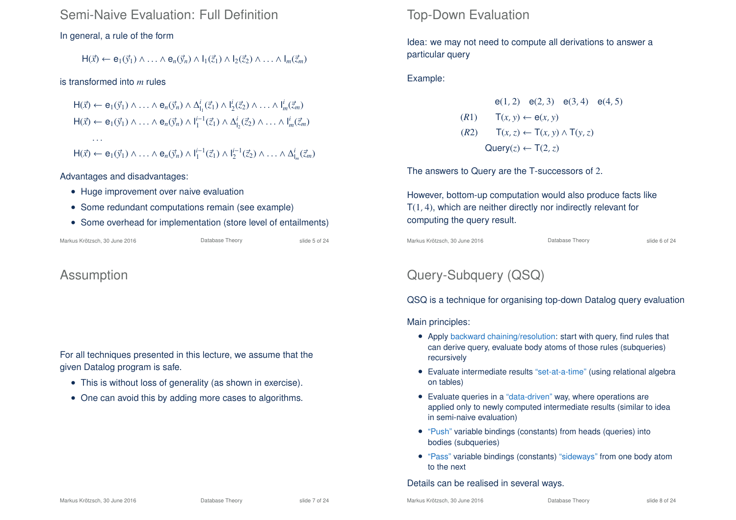# Semi-Naive Evaluation: Full Definition

In general, a rule of the form

$$\mathsf{H}(\vec{x}) \leftarrow \mathsf{e}_1(\vec{y}_1) \wedge \ldots \wedge \mathsf{e}_n(\vec{y}_n) \wedge \mathsf{I}_1(\vec{z}_1) \wedge \mathsf{I}_2(\vec{z}_2) \wedge \ldots \wedge \mathsf{I}_m(\vec{z}_m)$$

is transformed into $m$ rules

$$\mathsf{H}(\vec{x}) \leftarrow \mathsf{e}_1(\vec{y}_1) \wedge \ldots \wedge \mathsf{e}_n(\vec{y}_n) \wedge \Delta^i_{\mathsf{I}_1}(\vec{z}_1) \wedge \mathsf{I}^i_2(\vec{z}_2) \wedge \ldots \wedge \mathsf{I}^i_m(\vec{z}_m)$$

$$\mathsf{H}(\vec{x}) \leftarrow \mathsf{e}_1(\vec{y}_1) \wedge \ldots \wedge \mathsf{e}_n(\vec{y}_n) \wedge \mathsf{I}^{i-1}_1(\vec{z}_1) \wedge \Delta^i_{\mathsf{I}_2}(\vec{z}_2) \wedge \ldots \wedge \mathsf{I}^i_m(\vec{z}_m)$$

$$\ldots$$

$$\mathsf{H}(\vec{x}) \leftarrow \mathsf{e}_1(\vec{y}_1) \wedge \ldots \wedge \mathsf{e}_n(\vec{y}_n) \wedge \mathsf{I}^{i-1}_1(\vec{z}_1) \wedge \mathsf{I}^{i-1}_2(\vec{z}_2) \wedge \ldots \wedge \Delta^i_{\mathsf{I}_m}(\vec{z}_m)$$

Advantages and disadvantages:

- Huge improvement over naive evaluation
- Some redundant computations remain (see example)
- Some overhead for implementation (store level of entailments)

# Top-Down Evaluation

Idea: we may not need to compute all derivations to answer a particular query

Example:

$$\mathsf{e}(1,2) \quad \mathsf{e}(2,3) \quad \mathsf{e}(3,4) \quad \mathsf{e}(4,5)$$

$$(R1) \qquad \mathsf{T}(x,y) \leftarrow \mathsf{e}(x,y)$$

$$(R2) \qquad \mathsf{T}(x,z) \leftarrow \mathsf{T}(x,y) \wedge \mathsf{T}(y,z)$$

$$\mathsf{Query}(z) \leftarrow \mathsf{T}(2,z)$$

The answers to Query are the T-successors of 2.

However, bottom-up computation would also produce facts like $\mathsf{T}(1,4)$, which are neither directly nor indirectly relevant for computing the query result.

# Assumption

For all techniques presented in this lecture, we assume that the given Datalog program is safe.

- This is without loss of generality (as shown in exercise).
- One can avoid this by adding more cases to algorithms.

# Query-Subquery (QSQ)

QSQ is a technique for organising top-down Datalog query evaluation

Main principles:

- Apply backward chaining/resolution: start with query, find rules that can derive query, evaluate body atoms of those rules (subqueries) recursively
- Evaluate intermediate results "set-at-a-time" (using relational algebra on tables)
- Evaluate queries in a "data-driven" way, where operations are applied only to newly computed intermediate results (similar to idea in semi-naive evaluation)
- "Push" variable bindings (constants) from heads (queries) into bodies (subqueries)
- "Pass" variable bindings (constants) "sideways" from one body atom to the next

Details can be realised in several ways.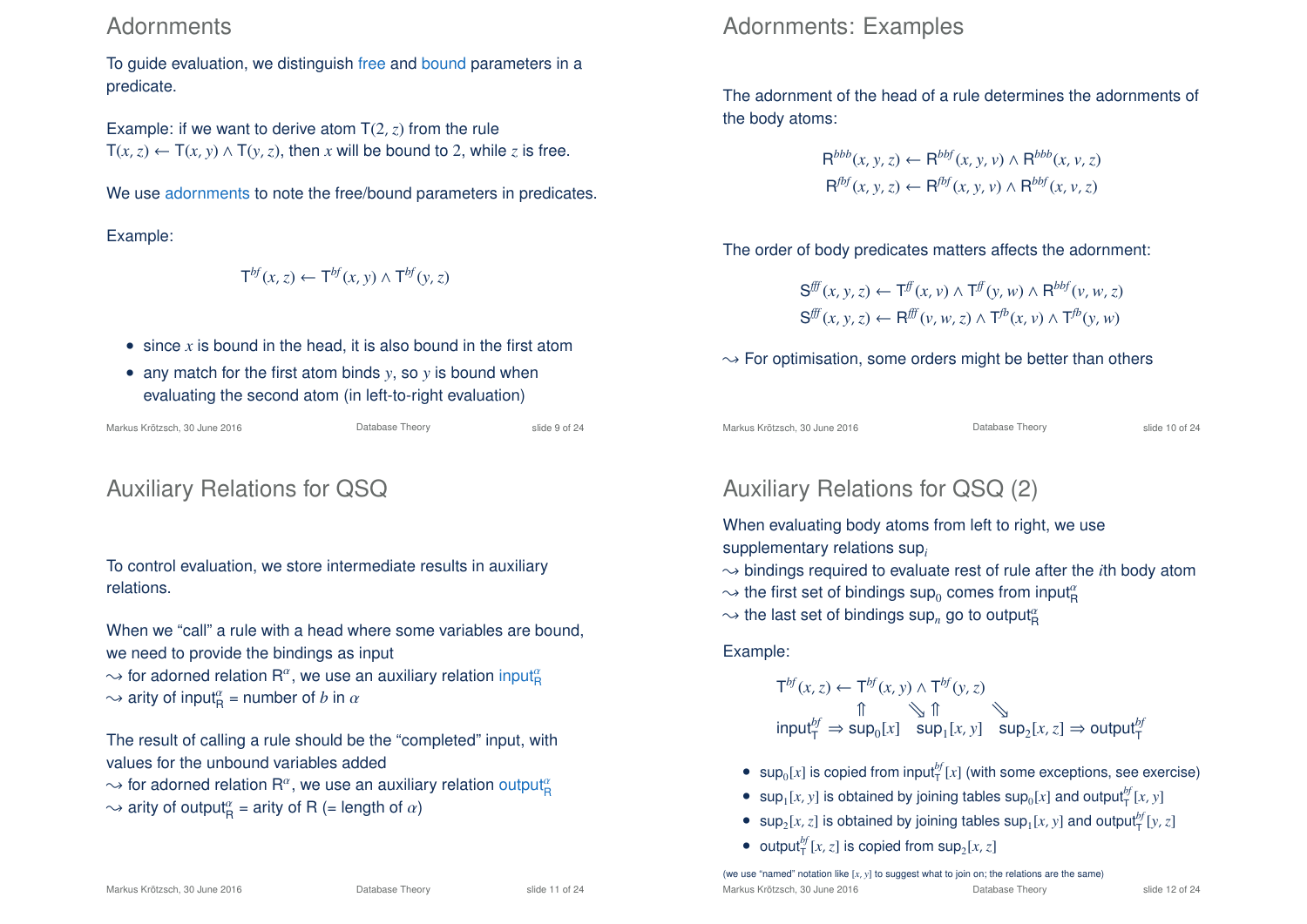## Adornments

To guide evaluation, we distinguish free and bound parameters in a predicate.

Example: if we want to derive atom $\mathsf{T}(2, z)$ from the rule $\mathsf{T}(x, z) \leftarrow \mathsf{T}(x, y) \wedge \mathsf{T}(y, z)$, then $x$ will be bound to 2, while $z$ is free.

We use adornments to note the free/bound parameters in predicates.

Example:

$$\mathsf{T}^{bf}(x, z) \leftarrow \mathsf{T}^{bf}(x, y) \wedge \mathsf{T}^{bf}(y, z)$$

- since $x$ is bound in the head, it is also bound in the first atom
- any match for the first atom binds $y$, so $y$ is bound when evaluating the second atom (in left-to-right evaluation)

## Adornments: Examples

The adornment of the head of a rule determines the adornments of the body atoms:

$$\mathsf{R}^{bbb}(x, y, z) \leftarrow \mathsf{R}^{bbf}(x, y, v) \wedge \mathsf{R}^{bbb}(x, v, z)$$
$$\mathsf{R}^{fbf}(x, y, z) \leftarrow \mathsf{R}^{fbf}(x, y, v) \wedge \mathsf{R}^{bbf}(x, v, z)$$

The order of body predicates matters affects the adornment:

$$\mathsf{S}^{fff}(x, y, z) \leftarrow \mathsf{T}^{ff}(x, v) \wedge \mathsf{T}^{ff}(y, w) \wedge \mathsf{R}^{bbf}(v, w, z)$$
$$\mathsf{S}^{fff}(x, y, z) \leftarrow \mathsf{R}^{fff}(v, w, z) \wedge \mathsf{T}^{fb}(x, v) \wedge \mathsf{T}^{fb}(y, w)$$

⇝ For optimisation, some orders might be better than others

## Auxiliary Relations for QSQ

To control evaluation, we store intermediate results in auxiliary relations.

When we "call" a rule with a head where some variables are bound, we need to provide the bindings as input
⇝ for adorned relation $\mathsf{R}^{\alpha}$, we use an auxiliary relation $\mathsf{input}_{\mathsf{R}}^{\alpha}$
⇝ arity of $\mathsf{input}_{\mathsf{R}}^{\alpha}$ = number of $b$ in $\alpha$

The result of calling a rule should be the "completed" input, with values for the unbound variables added
⇝ for adorned relation $\mathsf{R}^{\alpha}$, we use an auxiliary relation $\mathsf{output}_{\mathsf{R}}^{\alpha}$
⇝ arity of $\mathsf{output}_{\mathsf{R}}^{\alpha}$ = arity of R (= length of $\alpha$)

## Auxiliary Relations for QSQ (2)

When evaluating body atoms from left to right, we use supplementary relations $\mathsf{sup}_i$
⇝ bindings required to evaluate rest of rule after the $i$th body atom
⇝ the first set of bindings $\mathsf{sup}_0$ comes from $\mathsf{input}_{\mathsf{R}}^{\alpha}$
⇝ the last set of bindings $\mathsf{sup}_n$ go to $\mathsf{output}_{\mathsf{R}}^{\alpha}$

Example:

$$\mathsf{T}^{bf}(x, z) \leftarrow \mathsf{T}^{bf}(x, y) \wedge \mathsf{T}^{bf}(y, z)$$

$$\mathsf{input}_{\mathsf{T}}^{bf} \Rightarrow \mathsf{sup}_0[x] \quad \mathsf{sup}_1[x, y] \quad \mathsf{sup}_2[x, z] \Rightarrow \mathsf{output}_{\mathsf{T}}^{bf}$$

- $\mathsf{sup}_0[x]$ is copied from $\mathsf{input}_{\mathsf{T}}^{bf}[x]$ (with some exceptions, see exercise)
- $\mathsf{sup}_1[x, y]$ is obtained by joining tables $\mathsf{sup}_0[x]$ and $\mathsf{output}_{\mathsf{T}}^{bf}[x, y]$
- $\mathsf{sup}_2[x, z]$ is obtained by joining tables $\mathsf{sup}_1[x, y]$ and $\mathsf{output}_{\mathsf{T}}^{bf}[y, z]$
- $\mathsf{output}_{\mathsf{T}}^{bf}[x, z]$ is copied from $\mathsf{sup}_2[x, z]$

(we use "named" notation like $[x, y]$ to suggest what to join on; the relations are the same)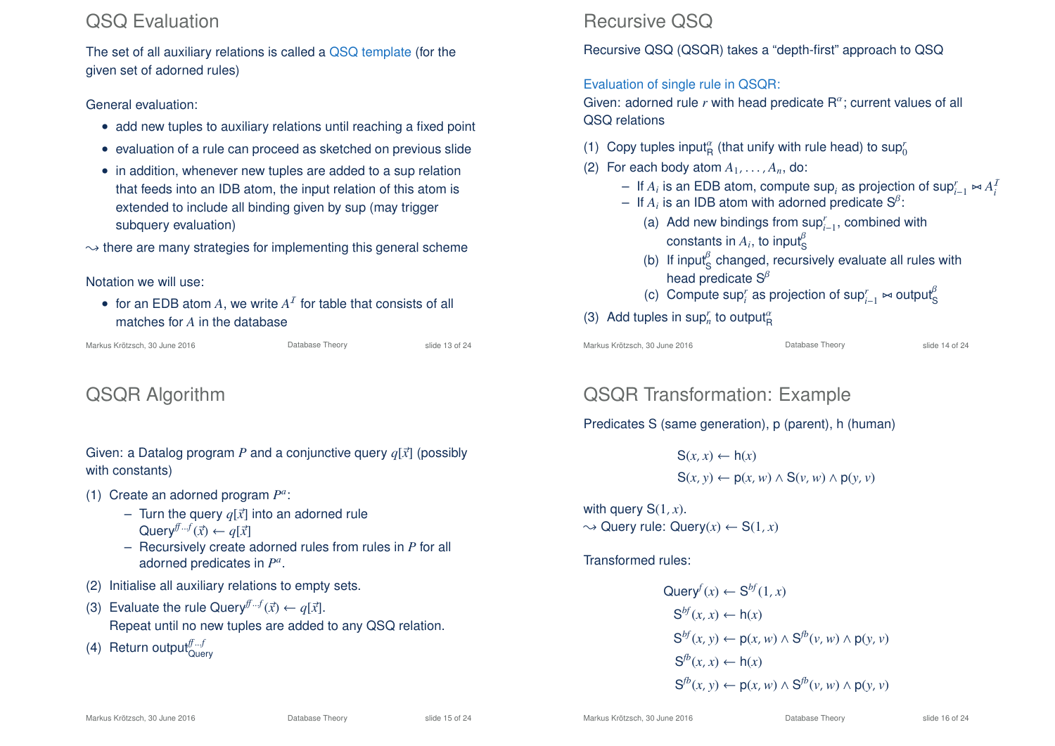## QSQ Evaluation

The set of all auxiliary relations is called a QSQ template (for the given set of adorned rules)

General evaluation:

- add new tuples to auxiliary relations until reaching a fixed point
- evaluation of a rule can proceed as sketched on previous slide
- in addition, whenever new tuples are added to a sup relation that feeds into an IDB atom, the input relation of this atom is extended to include all binding given by sup (may trigger subquery evaluation)

⇝ there are many strategies for implementing this general scheme

Notation we will use:

- for an EDB atom $A$, we write $A^{\mathcal{I}}$ for table that consists of all matches for $A$ in the database

## Recursive QSQ

Recursive QSQ (QSQR) takes a "depth-first" approach to QSQ

Evaluation of single rule in QSQR:
Given: adorned rule $r$ with head predicate $\mathsf{R}^{\alpha}$; current values of all QSQ relations

(1) Copy tuples $\mathsf{input}^{\alpha}_{\mathsf{R}}$ (that unify with rule head) to $\mathsf{sup}^{r}_{0}$
(2) For each body atom $A_1, \ldots, A_n$, do:
   - If $A_i$ is an EDB atom, compute $\mathsf{sup}_i$ as projection of $\mathsf{sup}^{r}_{i-1} \bowtie A^{\mathcal{I}}_{i}$
   - If $A_i$ is an IDB atom with adorned predicate $\mathsf{S}^{\beta}$:
     (a) Add new bindings from $\mathsf{sup}^{r}_{i-1}$, combined with constants in $A_i$, to $\mathsf{input}^{\beta}_{\mathsf{S}}$
     (b) If $\mathsf{input}^{\beta}_{\mathsf{S}}$ changed, recursively evaluate all rules with head predicate $\mathsf{S}^{\beta}$
     (c) Compute $\mathsf{sup}^{r}_{i}$ as projection of $\mathsf{sup}^{r}_{i-1} \bowtie \mathsf{output}^{\beta}_{\mathsf{S}}$
(3) Add tuples in $\mathsf{sup}^{r}_{n}$ to $\mathsf{output}^{\alpha}_{\mathsf{R}}$

## QSQR Algorithm

Given: a Datalog program $P$ and a conjunctive query $q[\vec{x}]$ (possibly with constants)

(1) Create an adorned program $P^a$:
   - Turn the query $q[\vec{x}]$ into an adorned rule $\mathsf{Query}^{ff\ldots f}(\vec{x}) \leftarrow q[\vec{x}]$
   - Recursively create adorned rules from rules in $P$ for all adorned predicates in $P^a$.
(2) Initialise all auxiliary relations to empty sets.
(3) Evaluate the rule $\mathsf{Query}^{ff\ldots f}(\vec{x}) \leftarrow q[\vec{x}]$.
    Repeat until no new tuples are added to any QSQ relation.
(4) Return $\mathsf{output}^{ff\ldots f}_{\mathsf{Query}}$

## QSQR Transformation: Example

Predicates S (same generation), p (parent), h (human)

$$\mathsf{S}(x, x) \leftarrow \mathsf{h}(x)$$
$$\mathsf{S}(x, y) \leftarrow \mathsf{p}(x, w) \wedge \mathsf{S}(v, w) \wedge \mathsf{p}(y, v)$$

with query $\mathsf{S}(1, x)$.
⇝ Query rule: $\mathsf{Query}(x) \leftarrow \mathsf{S}(1, x)$

Transformed rules:

$$\mathsf{Query}^{f}(x) \leftarrow \mathsf{S}^{bf}(1, x)$$
$$\mathsf{S}^{bf}(x, x) \leftarrow \mathsf{h}(x)$$
$$\mathsf{S}^{bf}(x, y) \leftarrow \mathsf{p}(x, w) \wedge \mathsf{S}^{fb}(v, w) \wedge \mathsf{p}(y, v)$$
$$\mathsf{S}^{fb}(x, x) \leftarrow \mathsf{h}(x)$$
$$\mathsf{S}^{fb}(x, y) \leftarrow \mathsf{p}(x, w) \wedge \mathsf{S}^{fb}(v, w) \wedge \mathsf{p}(y, v)$$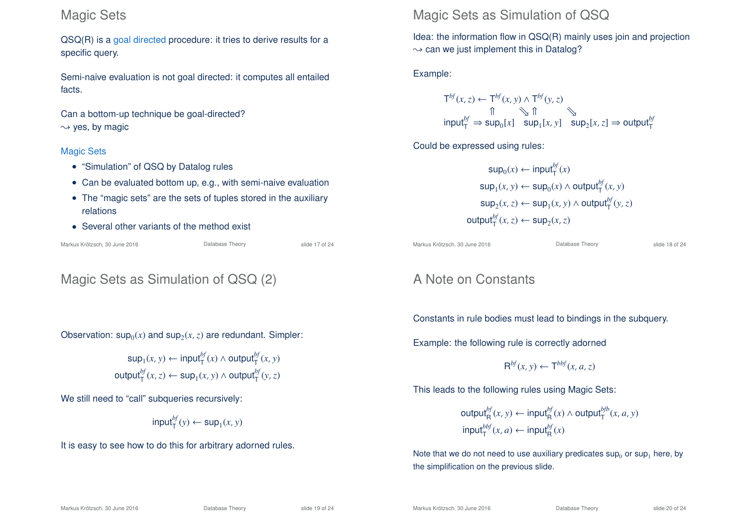# Magic Sets

QSQ(R) is a goal directed procedure: it tries to derive results for a specific query.

Semi-naive evaluation is not goal directed: it computes all entailed facts.

Can a bottom-up technique be goal-directed?
$\leadsto$ yes, by magic

## Magic Sets

- "Simulation" of QSQ by Datalog rules
- Can be evaluated bottom up, e.g., with semi-naive evaluation
- The "magic sets" are the sets of tuples stored in the auxiliary relations
- Several other variants of the method exist

# Magic Sets as Simulation of QSQ

Idea: the information flow in QSQ(R) mainly uses join and projection
$\leadsto$ can we just implement this in Datalog?

Example:

$$\mathsf{T}^{bf}(x,z) \leftarrow \mathsf{T}^{bf}(x,y) \wedge \mathsf{T}^{bf}(y,z)$$

$$\mathsf{input}^{bf}_{\mathsf{T}} \Rightarrow \mathsf{sup}_0[x] \quad \mathsf{sup}_1[x,y] \quad \mathsf{sup}_2[x,z] \Rightarrow \mathsf{output}^{bf}_{\mathsf{T}}$$

Could be expressed using rules:

$$\mathsf{sup}_0(x) \leftarrow \mathsf{input}^{bf}_{\mathsf{T}}(x)$$
$$\mathsf{sup}_1(x,y) \leftarrow \mathsf{sup}_0(x) \wedge \mathsf{output}^{bf}_{\mathsf{T}}(x,y)$$
$$\mathsf{sup}_2(x,z) \leftarrow \mathsf{sup}_1(x,y) \wedge \mathsf{output}^{bf}_{\mathsf{T}}(y,z)$$
$$\mathsf{output}^{bf}_{\mathsf{T}}(x,z) \leftarrow \mathsf{sup}_2(x,z)$$

# Magic Sets as Simulation of QSQ (2)

Observation: $\mathsf{sup}_0(x)$ and $\mathsf{sup}_2(x,z)$ are redundant. Simpler:

$$\mathsf{sup}_1(x,y) \leftarrow \mathsf{input}^{bf}_{\mathsf{T}}(x) \wedge \mathsf{output}^{bf}_{\mathsf{T}}(x,y)$$
$$\mathsf{output}^{bf}_{\mathsf{T}}(x,z) \leftarrow \mathsf{sup}_1(x,y) \wedge \mathsf{output}^{bf}_{\mathsf{T}}(y,z)$$

We still need to "call" subqueries recursively:

$$\mathsf{input}^{bf}_{\mathsf{T}}(y) \leftarrow \mathsf{sup}_1(x,y)$$

It is easy to see how to do this for arbitrary adorned rules.

# A Note on Constants

Constants in rule bodies must lead to bindings in the subquery.

Example: the following rule is correctly adorned

$$\mathsf{R}^{bf}(x,y) \leftarrow \mathsf{T}^{bbf}(x,a,z)$$

This leads to the following rules using Magic Sets:

$$\mathsf{output}^{bf}_{\mathsf{R}}(x,y) \leftarrow \mathsf{input}^{bf}_{\mathsf{R}}(x) \wedge \mathsf{output}^{bfb}_{\mathsf{T}}(x,a,y)$$
$$\mathsf{input}^{bbf}_{\mathsf{T}}(x,a) \leftarrow \mathsf{input}^{bf}_{\mathsf{R}}(x)$$

Note that we do not need to use auxiliary predicates $\mathsf{sup}_0$ or $\mathsf{sup}_1$ here, by the simplification on the previous slide.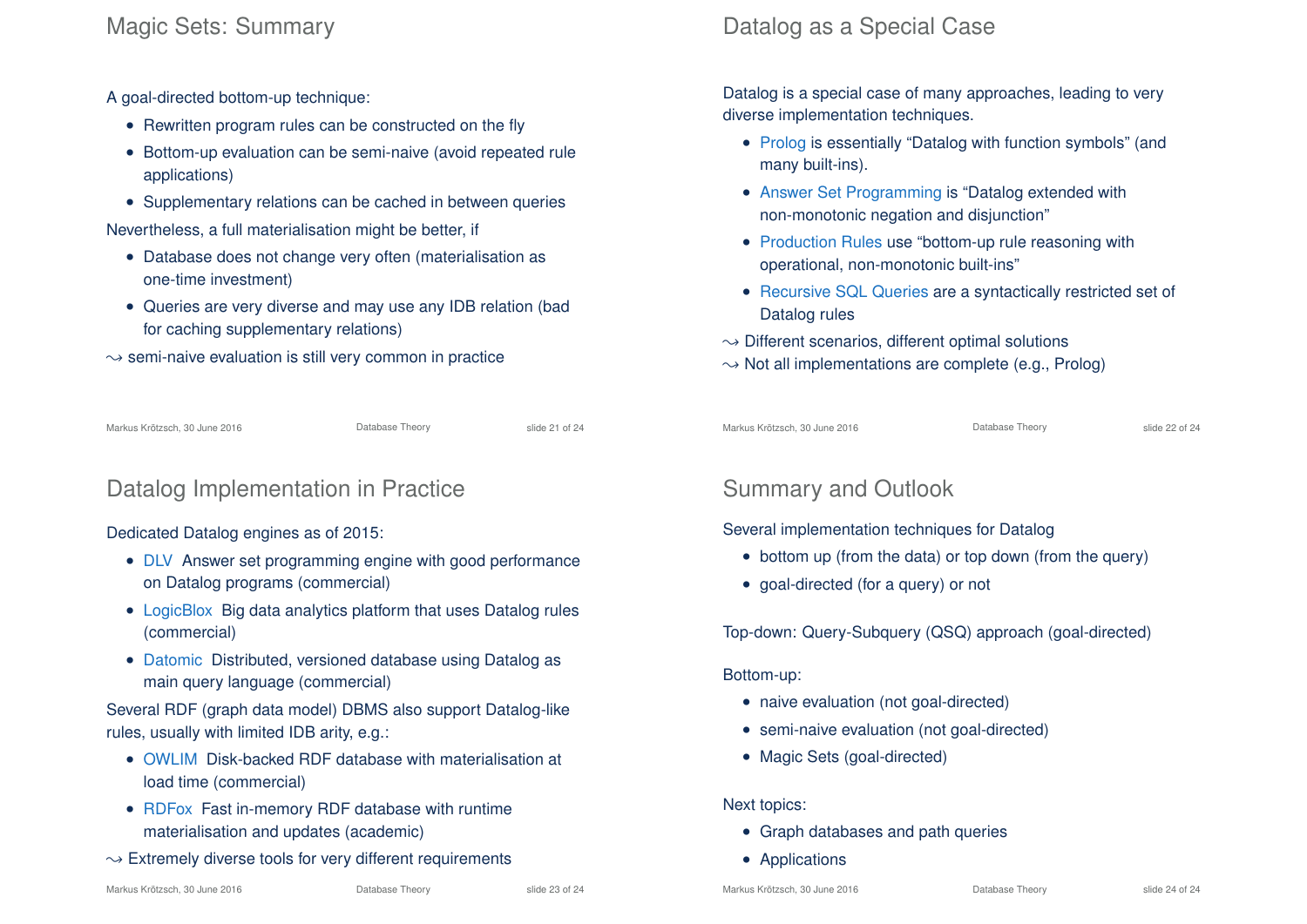## Magic Sets: Summary

A goal-directed bottom-up technique:

- Rewritten program rules can be constructed on the fly
- Bottom-up evaluation can be semi-naive (avoid repeated rule applications)
- Supplementary relations can be cached in between queries

Nevertheless, a full materialisation might be better, if

- Database does not change very often (materialisation as one-time investment)
- Queries are very diverse and may use any IDB relation (bad for caching supplementary relations)

⇝ semi-naive evaluation is still very common in practice

## Datalog as a Special Case

Datalog is a special case of many approaches, leading to very diverse implementation techniques.

- Prolog is essentially "Datalog with function symbols" (and many built-ins).
- Answer Set Programming is "Datalog extended with non-monotonic negation and disjunction"
- Production Rules use "bottom-up rule reasoning with operational, non-monotonic built-ins"
- Recursive SQL Queries are a syntactically restricted set of Datalog rules

⇝ Different scenarios, different optimal solutions

⇝ Not all implementations are complete (e.g., Prolog)

## Datalog Implementation in Practice

Dedicated Datalog engines as of 2015:

- DLV Answer set programming engine with good performance on Datalog programs (commercial)
- LogicBlox Big data analytics platform that uses Datalog rules (commercial)
- Datomic Distributed, versioned database using Datalog as main query language (commercial)

Several RDF (graph data model) DBMS also support Datalog-like rules, usually with limited IDB arity, e.g.:

- OWLIM Disk-backed RDF database with materialisation at load time (commercial)
- RDFox Fast in-memory RDF database with runtime materialisation and updates (academic)

⇝ Extremely diverse tools for very different requirements

## Summary and Outlook

Several implementation techniques for Datalog

- bottom up (from the data) or top down (from the query)
- goal-directed (for a query) or not

Top-down: Query-Subquery (QSQ) approach (goal-directed)

Bottom-up:

- naive evaluation (not goal-directed)
- semi-naive evaluation (not goal-directed)
- Magic Sets (goal-directed)

Next topics:

- Graph databases and path queries
- Applications